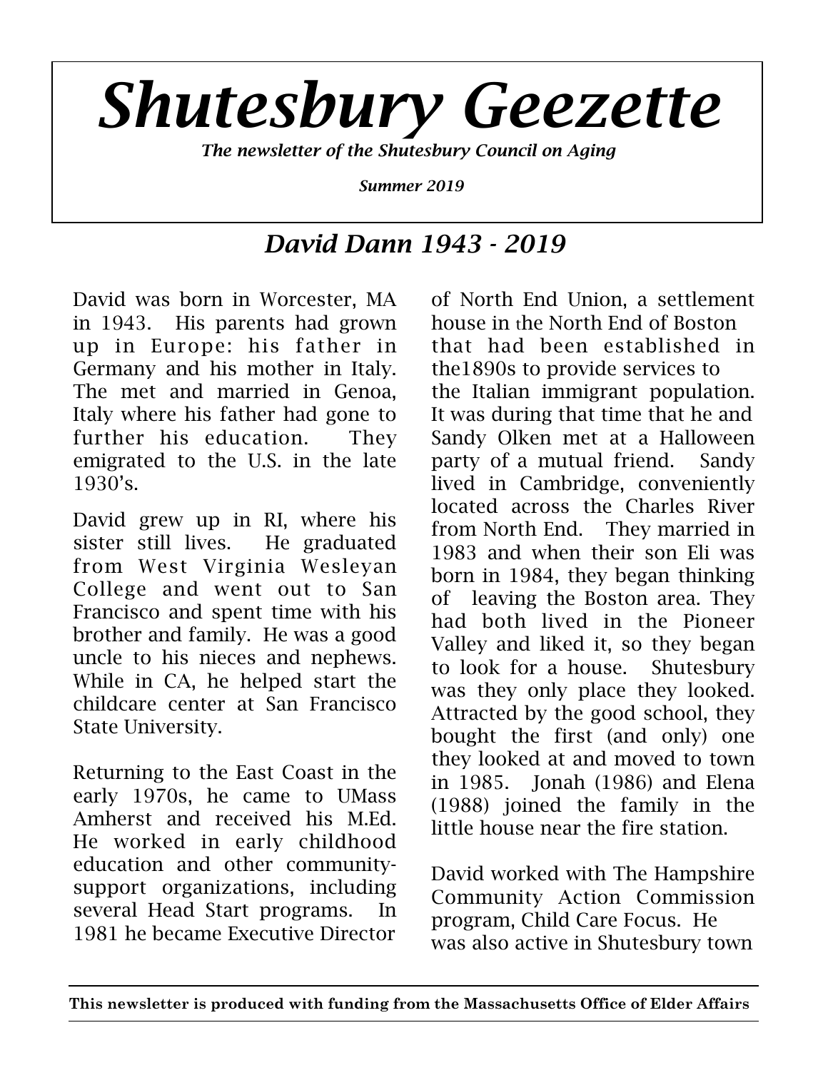# *Shutesbury Geezette*

***The newsletter of the Shutesbury Council on Aging***

***Summer 2019***

## *David Dann 1943 - 2019*

David was born in Worcester, MA in 1943. His parents had grown up in Europe: his father in Germany and his mother in Italy. The met and married in Genoa, Italy where his father had gone to further his education. They emigrated to the U.S. in the late 1930's.

David grew up in RI, where his sister still lives. He graduated from West Virginia Wesleyan College and went out to San Francisco and spent time with his brother and family. He was a good uncle to his nieces and nephews. While in CA, he helped start the childcare center at San Francisco State University.

Returning to the East Coast in the early 1970s, he came to UMass Amherst and received his M.Ed. He worked in early childhood education and other community-support organizations, including several Head Start programs. In 1981 he became Executive Director of North End Union, a settlement house in the North End of Boston that had been established in the1890s to provide services to the Italian immigrant population. It was during that time that he and Sandy Olken met at a Halloween party of a mutual friend. Sandy lived in Cambridge, conveniently located across the Charles River from North End. They married in 1983 and when their son Eli was born in 1984, they began thinking of leaving the Boston area. They had both lived in the Pioneer Valley and liked it, so they began to look for a house. Shutesbury was they only place they looked. Attracted by the good school, they bought the first (and only) one they looked at and moved to town in 1985. Jonah (1986) and Elena (1988) joined the family in the little house near the fire station.

David worked with The Hampshire Community Action Commission program, Child Care Focus. He was also active in Shutesbury town

**This newsletter is produced with funding from the Massachusetts Office of Elder Affairs**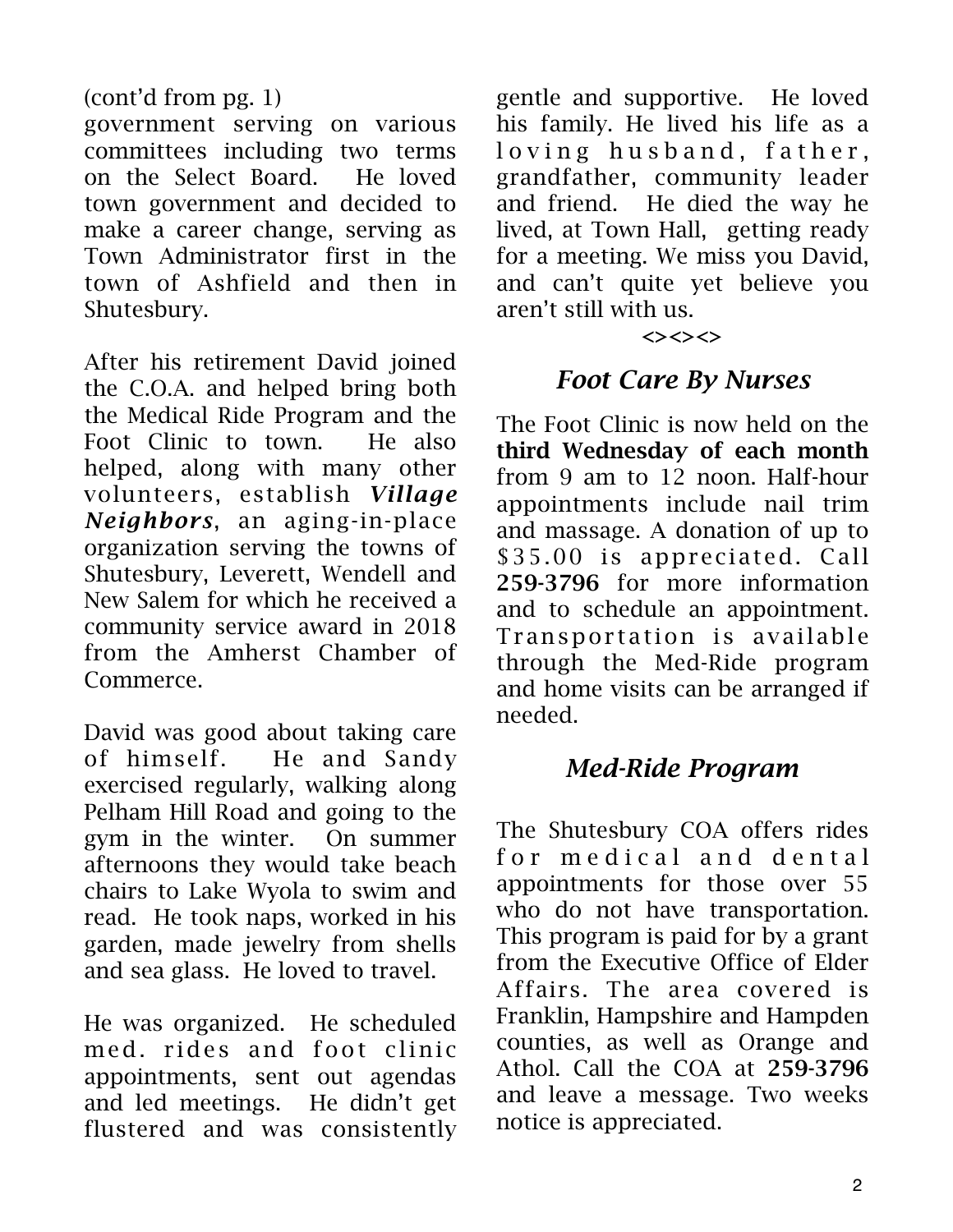(cont'd from pg. 1)

government serving on various committees including two terms on the Select Board. He loved town government and decided to make a career change, serving as Town Administrator first in the town of Ashfield and then in Shutesbury.

After his retirement David joined the C.O.A. and helped bring both the Medical Ride Program and the Foot Clinic to town. He also helped, along with many other volunteers, establish ***Village Neighbors***, an aging-in-place organization serving the towns of Shutesbury, Leverett, Wendell and New Salem for which he received a community service award in 2018 from the Amherst Chamber of Commerce.

David was good about taking care of himself. He and Sandy exercised regularly, walking along Pelham Hill Road and going to the gym in the winter. On summer afternoons they would take beach chairs to Lake Wyola to swim and read. He took naps, worked in his garden, made jewelry from shells and sea glass. He loved to travel.

He was organized. He scheduled med. rides and foot clinic appointments, sent out agendas and led meetings. He didn't get flustered and was consistently gentle and supportive. He loved his family. He lived his life as a loving husband, father, grandfather, community leader and friend. He died the way he lived, at Town Hall, getting ready for a meeting. We miss you David, and can't quite yet believe you aren't still with us.

<><><>

## *Foot Care By Nurses*

The Foot Clinic is now held on the **third Wednesday of each month** from 9 am to 12 noon. Half-hour appointments include nail trim and massage. A donation of up to $35.00 is appreciated. Call **259-3796** for more information and to schedule an appointment. Transportation is available through the Med-Ride program and home visits can be arranged if needed.

## *Med-Ride Program*

The Shutesbury COA offers rides for medical and dental appointments for those over 55 who do not have transportation. This program is paid for by a grant from the Executive Office of Elder Affairs. The area covered is Franklin, Hampshire and Hampden counties, as well as Orange and Athol. Call the COA at **259-3796** and leave a message. Two weeks notice is appreciated.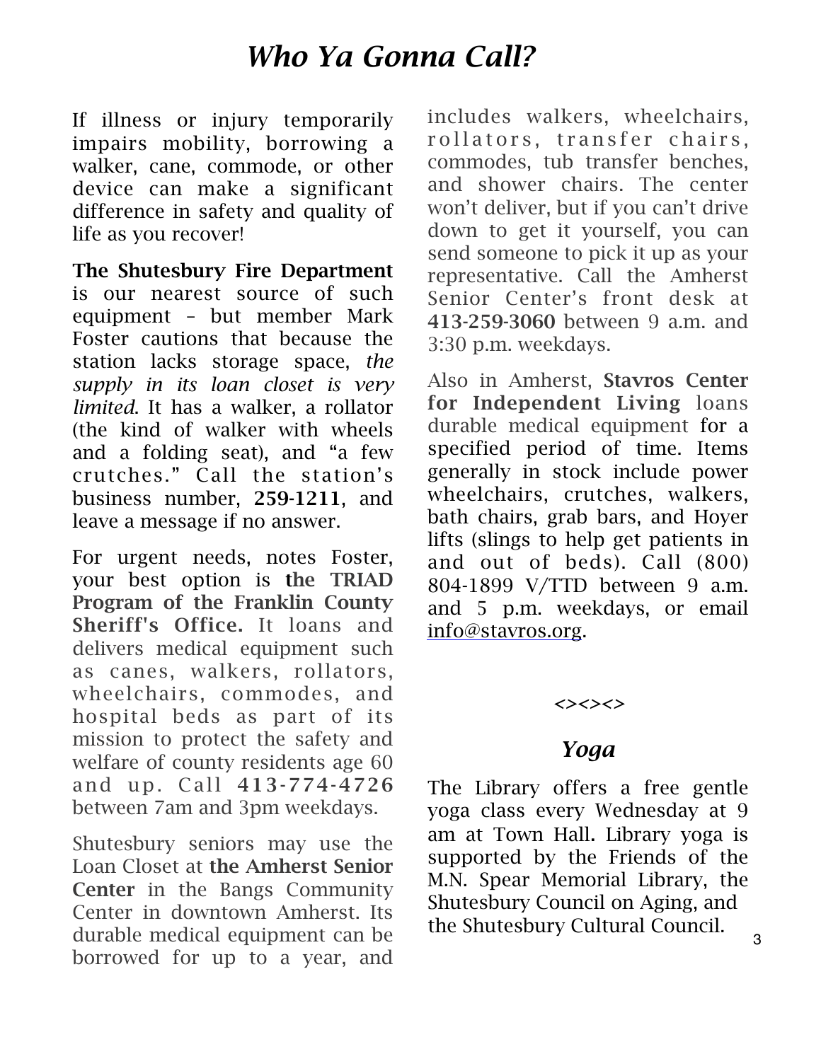# *Who Ya Gonna Call?*

If illness or injury temporarily impairs mobility, borrowing a walker, cane, commode, or other device can make a significant difference in safety and quality of life as you recover!

**The Shutesbury Fire Department** is our nearest source of such equipment – but member Mark Foster cautions that because the station lacks storage space, *the supply in its loan closet is very limited*. It has a walker, a rollator (the kind of walker with wheels and a folding seat), and "a few crutches." Call the station's business number, **259-1211**, and leave a message if no answer.

For urgent needs, notes Foster, your best option is **the TRIAD Program of the Franklin County Sheriff's Office.** It loans and delivers medical equipment such as canes, walkers, rollators, wheelchairs, commodes, and hospital beds as part of its mission to protect the safety and welfare of county residents age 60 and up. Call **413-774-4726** between 7am and 3pm weekdays.

Shutesbury seniors may use the Loan Closet at **the Amherst Senior Center** in the Bangs Community Center in downtown Amherst. Its durable medical equipment can be borrowed for up to a year, and includes walkers, wheelchairs, rollators, transfer chairs, commodes, tub transfer benches, and shower chairs. The center won't deliver, but if you can't drive down to get it yourself, you can send someone to pick it up as your representative. Call the Amherst Senior Center's front desk at **413-259-3060** between 9 a.m. and 3:30 p.m. weekdays.

Also in Amherst, **Stavros Center for Independent Living** loans durable medical equipment for a specified period of time. Items generally in stock include power wheelchairs, crutches, walkers, bath chairs, grab bars, and Hoyer lifts (slings to help get patients in and out of beds). Call (800) 804-1899 V/TTD between 9 a.m. and 5 p.m. weekdays, or email info@stavros.org.

<><><>

## *Yoga*

The Library offers a free gentle yoga class every Wednesday at 9 am at Town Hall. Library yoga is supported by the Friends of the M.N. Spear Memorial Library, the Shutesbury Council on Aging, and the Shutesbury Cultural Council.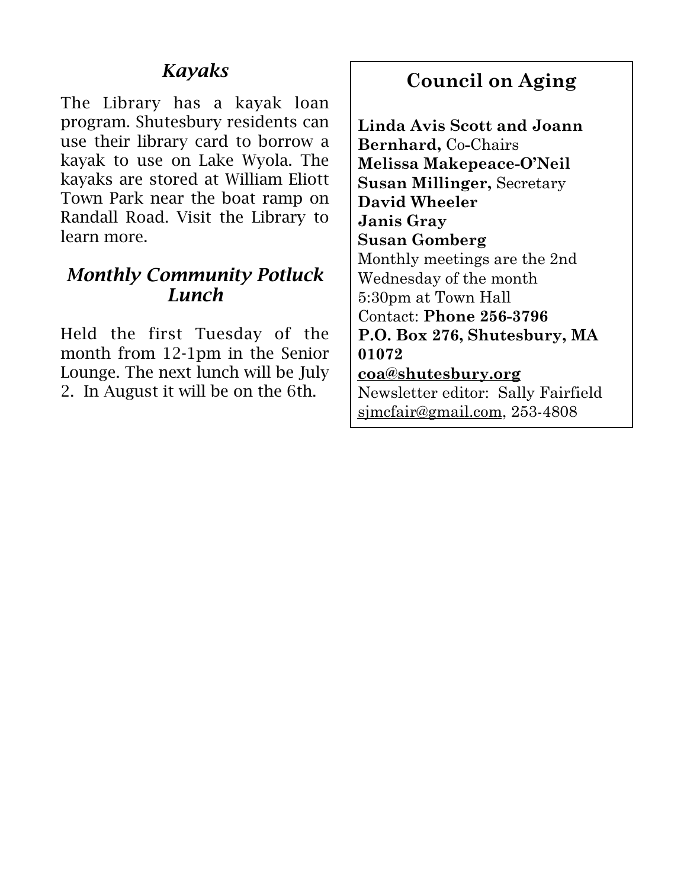## *Kayaks*

The Library has a kayak loan program. Shutesbury residents can use their library card to borrow a kayak to use on Lake Wyola. The kayaks are stored at William Eliott Town Park near the boat ramp on Randall Road. Visit the Library to learn more.

## *Monthly Community Potluck Lunch*

Held the first Tuesday of the month from 12-1pm in the Senior Lounge. The next lunch will be July 2. In August it will be on the 6th.

## Council on Aging

**Linda Avis Scott and Joann Bernhard,** Co-Chairs
**Melissa Makepeace-O'Neil**
**Susan Millinger,** Secretary
**David Wheeler**
**Janis Gray**
**Susan Gomberg**
Monthly meetings are the 2nd Wednesday of the month
5:30pm at Town Hall
Contact: **Phone 256-3796**
**P.O. Box 276, Shutesbury, MA 01072**
**coa@shutesbury.org**
Newsletter editor: Sally Fairfield
sjmcfair@gmail.com, 253-4808